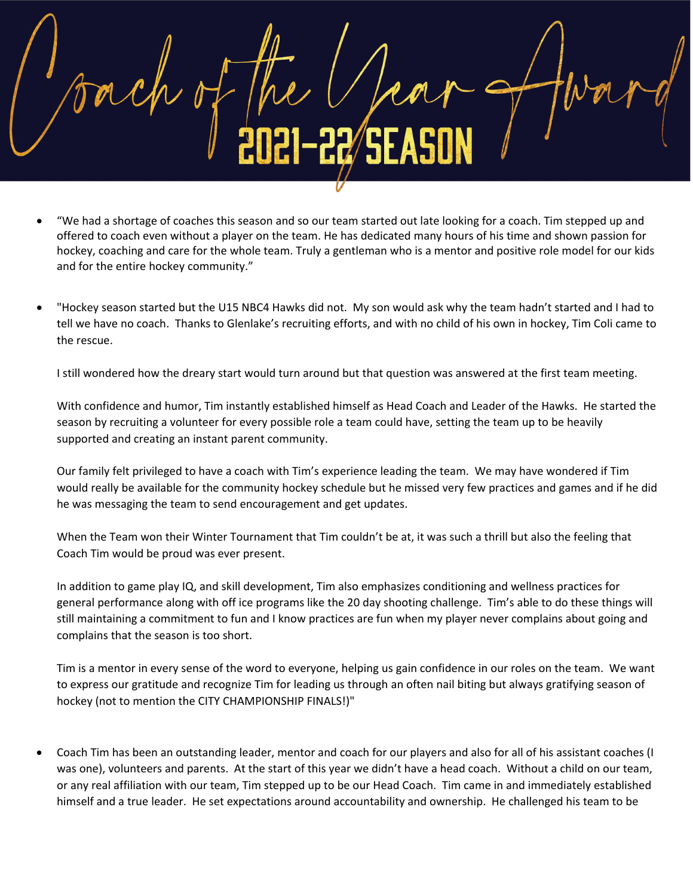# Coach of the Year Award

## 2021-22 SEASON

- "We had a shortage of coaches this season and so our team started out late looking for a coach. Tim stepped up and offered to coach even without a player on the team. He has dedicated many hours of his time and shown passion for hockey, coaching and care for the whole team. Truly a gentleman who is a mentor and positive role model for our kids and for the entire hockey community."

- "Hockey season started but the U15 NBC4 Hawks did not. My son would ask why the team hadn't started and I had to tell we have no coach. Thanks to Glenlake's recruiting efforts, and with no child of his own in hockey, Tim Coli came to the rescue.

  I still wondered how the dreary start would turn around but that question was answered at the first team meeting.

  With confidence and humor, Tim instantly established himself as Head Coach and Leader of the Hawks. He started the season by recruiting a volunteer for every possible role a team could have, setting the team up to be heavily supported and creating an instant parent community.

  Our family felt privileged to have a coach with Tim's experience leading the team. We may have wondered if Tim would really be available for the community hockey schedule but he missed very few practices and games and if he did he was messaging the team to send encouragement and get updates.

  When the Team won their Winter Tournament that Tim couldn't be at, it was such a thrill but also the feeling that Coach Tim would be proud was ever present.

  In addition to game play IQ, and skill development, Tim also emphasizes conditioning and wellness practices for general performance along with off ice programs like the 20 day shooting challenge. Tim's able to do these things will still maintaining a commitment to fun and I know practices are fun when my player never complains about going and complains that the season is too short.

  Tim is a mentor in every sense of the word to everyone, helping us gain confidence in our roles on the team. We want to express our gratitude and recognize Tim for leading us through an often nail biting but always gratifying season of hockey (not to mention the CITY CHAMPIONSHIP FINALS!)"

- Coach Tim has been an outstanding leader, mentor and coach for our players and also for all of his assistant coaches (I was one), volunteers and parents. At the start of this year we didn't have a head coach. Without a child on our team, or any real affiliation with our team, Tim stepped up to be our Head Coach. Tim came in and immediately established himself and a true leader. He set expectations around accountability and ownership. He challenged his team to be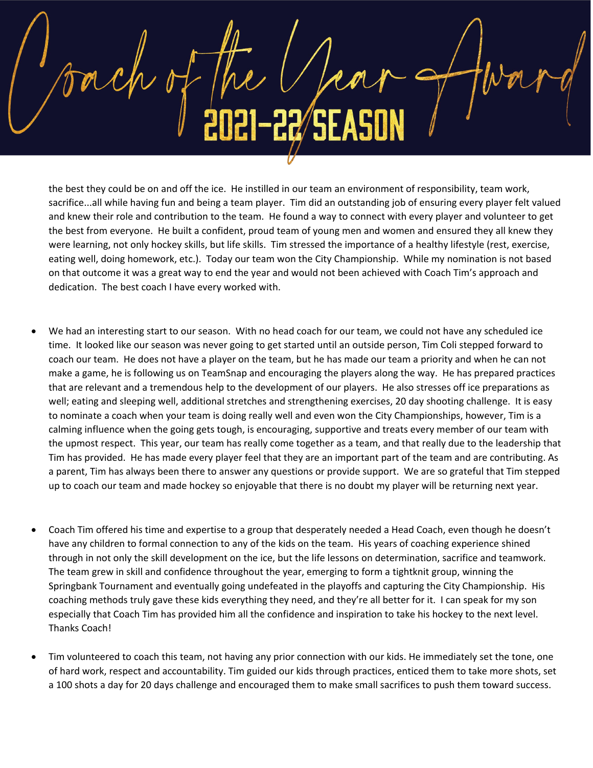# Coach of the Year Award

## 2021-22 SEASON

the best they could be on and off the ice. He instilled in our team an environment of responsibility, team work, sacrifice...all while having fun and being a team player. Tim did an outstanding job of ensuring every player felt valued and knew their role and contribution to the team. He found a way to connect with every player and volunteer to get the best from everyone. He built a confident, proud team of young men and women and ensured they all knew they were learning, not only hockey skills, but life skills. Tim stressed the importance of a healthy lifestyle (rest, exercise, eating well, doing homework, etc.). Today our team won the City Championship. While my nomination is not based on that outcome it was a great way to end the year and would not been achieved with Coach Tim's approach and dedication. The best coach I have every worked with.

- We had an interesting start to our season. With no head coach for our team, we could not have any scheduled ice time. It looked like our season was never going to get started until an outside person, Tim Coli stepped forward to coach our team. He does not have a player on the team, but he has made our team a priority and when he can not make a game, he is following us on TeamSnap and encouraging the players along the way. He has prepared practices that are relevant and a tremendous help to the development of our players. He also stresses off ice preparations as well; eating and sleeping well, additional stretches and strengthening exercises, 20 day shooting challenge. It is easy to nominate a coach when your team is doing really well and even won the City Championships, however, Tim is a calming influence when the going gets tough, is encouraging, supportive and treats every member of our team with the upmost respect. This year, our team has really come together as a team, and that really due to the leadership that Tim has provided. He has made every player feel that they are an important part of the team and are contributing. As a parent, Tim has always been there to answer any questions or provide support. We are so grateful that Tim stepped up to coach our team and made hockey so enjoyable that there is no doubt my player will be returning next year.

- Coach Tim offered his time and expertise to a group that desperately needed a Head Coach, even though he doesn't have any children to formal connection to any of the kids on the team. His years of coaching experience shined through in not only the skill development on the ice, but the life lessons on determination, sacrifice and teamwork. The team grew in skill and confidence throughout the year, emerging to form a tightknit group, winning the Springbank Tournament and eventually going undefeated in the playoffs and capturing the City Championship. His coaching methods truly gave these kids everything they need, and they're all better for it. I can speak for my son especially that Coach Tim has provided him all the confidence and inspiration to take his hockey to the next level. Thanks Coach!

- Tim volunteered to coach this team, not having any prior connection with our kids. He immediately set the tone, one of hard work, respect and accountability. Tim guided our kids through practices, enticed them to take more shots, set a 100 shots a day for 20 days challenge and encouraged them to make small sacrifices to push them toward success.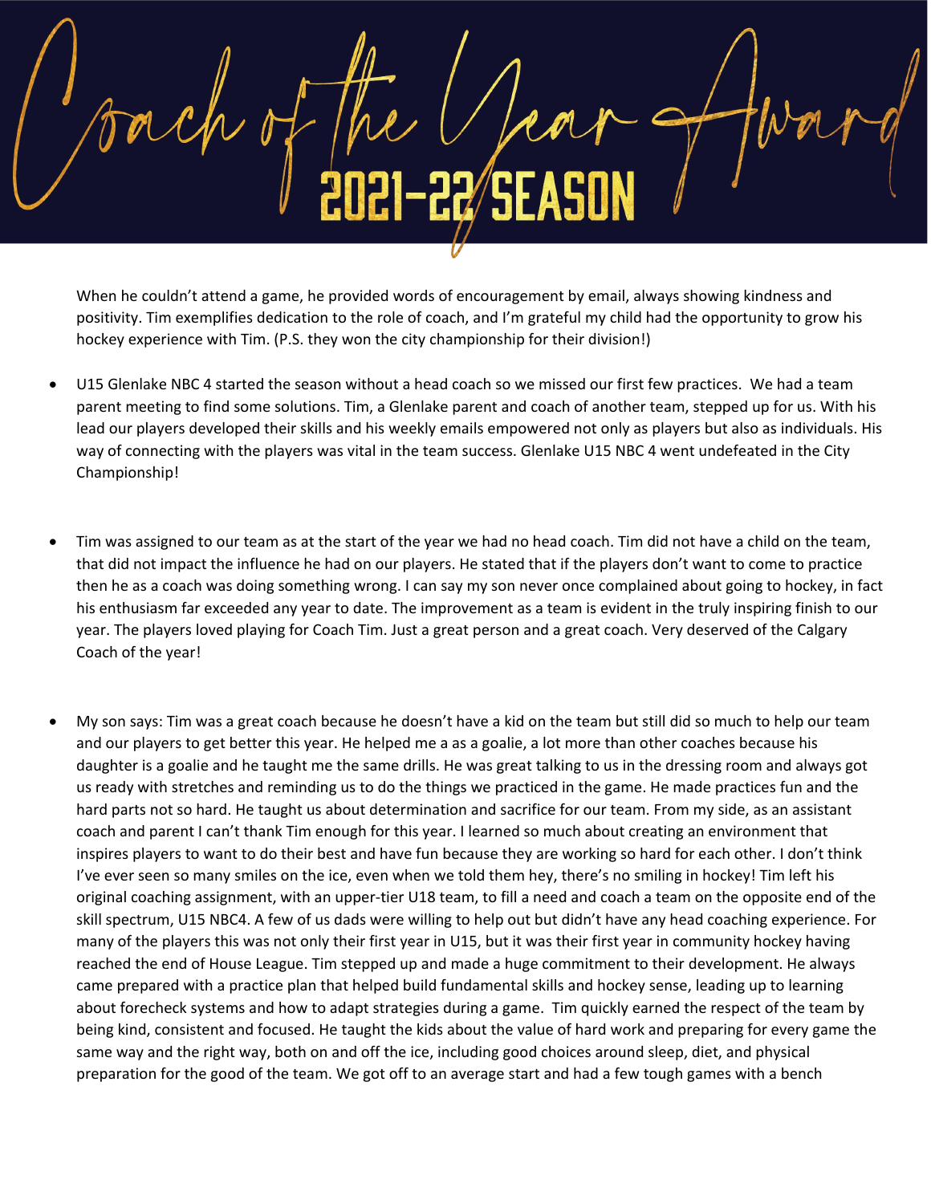# Coach of the Year Award

## 2021-22 SEASON

When he couldn't attend a game, he provided words of encouragement by email, always showing kindness and positivity. Tim exemplifies dedication to the role of coach, and I'm grateful my child had the opportunity to grow his hockey experience with Tim. (P.S. they won the city championship for their division!)

- U15 Glenlake NBC 4 started the season without a head coach so we missed our first few practices. We had a team parent meeting to find some solutions. Tim, a Glenlake parent and coach of another team, stepped up for us. With his lead our players developed their skills and his weekly emails empowered not only as players but also as individuals. His way of connecting with the players was vital in the team success. Glenlake U15 NBC 4 went undefeated in the City Championship!

- Tim was assigned to our team as at the start of the year we had no head coach. Tim did not have a child on the team, that did not impact the influence he had on our players. He stated that if the players don't want to come to practice then he as a coach was doing something wrong. I can say my son never once complained about going to hockey, in fact his enthusiasm far exceeded any year to date. The improvement as a team is evident in the truly inspiring finish to our year. The players loved playing for Coach Tim. Just a great person and a great coach. Very deserved of the Calgary Coach of the year!

- My son says: Tim was a great coach because he doesn't have a kid on the team but still did so much to help our team and our players to get better this year. He helped me a as a goalie, a lot more than other coaches because his daughter is a goalie and he taught me the same drills. He was great talking to us in the dressing room and always got us ready with stretches and reminding us to do the things we practiced in the game. He made practices fun and the hard parts not so hard. He taught us about determination and sacrifice for our team. From my side, as an assistant coach and parent I can't thank Tim enough for this year. I learned so much about creating an environment that inspires players to want to do their best and have fun because they are working so hard for each other. I don't think I've ever seen so many smiles on the ice, even when we told them hey, there's no smiling in hockey! Tim left his original coaching assignment, with an upper-tier U18 team, to fill a need and coach a team on the opposite end of the skill spectrum, U15 NBC4. A few of us dads were willing to help out but didn't have any head coaching experience. For many of the players this was not only their first year in U15, but it was their first year in community hockey having reached the end of House League. Tim stepped up and made a huge commitment to their development. He always came prepared with a practice plan that helped build fundamental skills and hockey sense, leading up to learning about forecheck systems and how to adapt strategies during a game. Tim quickly earned the respect of the team by being kind, consistent and focused. He taught the kids about the value of hard work and preparing for every game the same way and the right way, both on and off the ice, including good choices around sleep, diet, and physical preparation for the good of the team. We got off to an average start and had a few tough games with a bench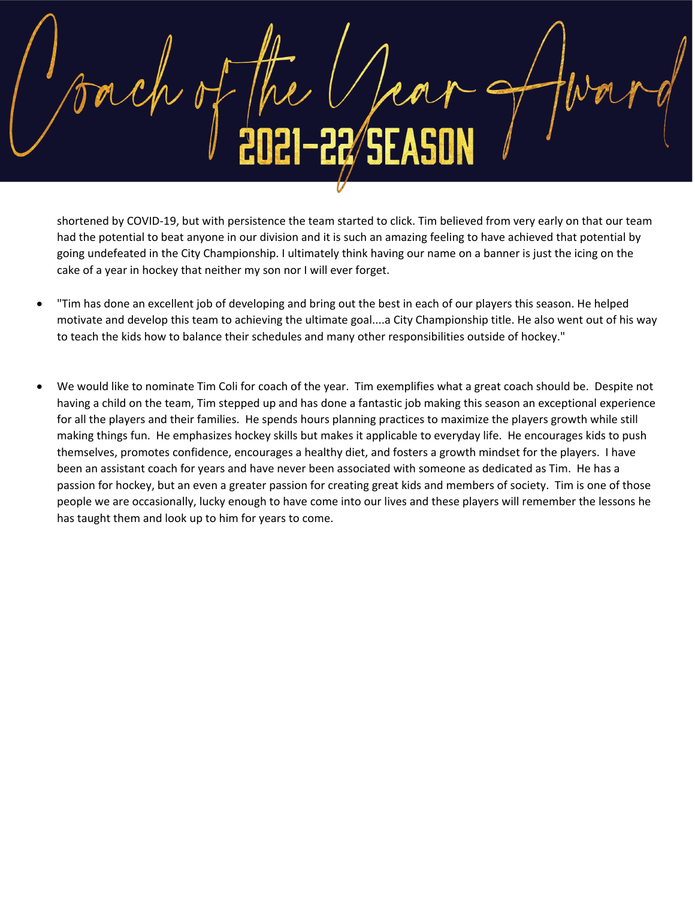# Coach of the Year Award

## 2021-22 SEASON

shortened by COVID-19, but with persistence the team started to click. Tim believed from very early on that our team had the potential to beat anyone in our division and it is such an amazing feeling to have achieved that potential by going undefeated in the City Championship. I ultimately think having our name on a banner is just the icing on the cake of a year in hockey that neither my son nor I will ever forget.

- "Tim has done an excellent job of developing and bring out the best in each of our players this season. He helped motivate and develop this team to achieving the ultimate goal....a City Championship title. He also went out of his way to teach the kids how to balance their schedules and many other responsibilities outside of hockey."

- We would like to nominate Tim Coli for coach of the year. Tim exemplifies what a great coach should be. Despite not having a child on the team, Tim stepped up and has done a fantastic job making this season an exceptional experience for all the players and their families. He spends hours planning practices to maximize the players growth while still making things fun. He emphasizes hockey skills but makes it applicable to everyday life. He encourages kids to push themselves, promotes confidence, encourages a healthy diet, and fosters a growth mindset for the players. I have been an assistant coach for years and have never been associated with someone as dedicated as Tim. He has a passion for hockey, but an even a greater passion for creating great kids and members of society. Tim is one of those people we are occasionally, lucky enough to have come into our lives and these players will remember the lessons he has taught them and look up to him for years to come.